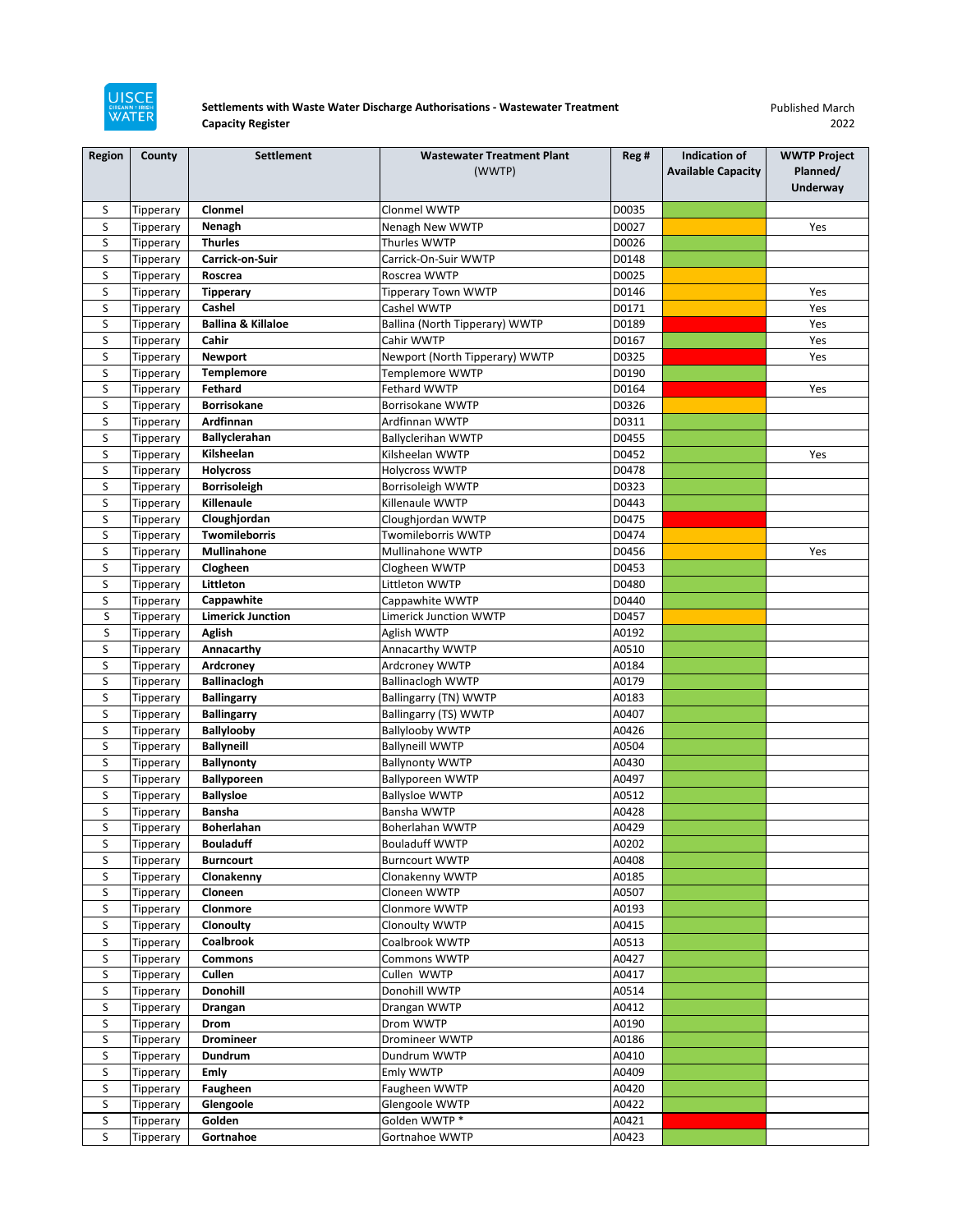# Settlements with Waste Water Discharge Authorisations - Wastewater Treatment Capacity Register

Published March 2022

| Region | County | Settlement | Wastewater Treatment Plant (WWTP) | Reg # | Indication of Available Capacity | WWTP Project Planned/ Underway |
|---|---|---|---|---|---|---|
| S | Tipperary | **Clonmel** | Clonmel WWTP | D0035 | Green | |
| S | Tipperary | **Nenagh** | Nenagh New WWTP | D0027 | Amber | Yes |
| S | Tipperary | **Thurles** | Thurles WWTP | D0026 | Green | |
| S | Tipperary | **Carrick-on-Suir** | Carrick-On-Suir WWTP | D0148 | Green | |
| S | Tipperary | **Roscrea** | Roscrea WWTP | D0025 | Amber | |
| S | Tipperary | **Tipperary** | Tipperary Town WWTP | D0146 | Amber | Yes |
| S | Tipperary | **Cashel** | Cashel WWTP | D0171 | Amber | Yes |
| S | Tipperary | **Ballina & Killaloe** | Ballina (North Tipperary) WWTP | D0189 | Red | Yes |
| S | Tipperary | **Cahir** | Cahir WWTP | D0167 | Green | Yes |
| S | Tipperary | **Newport** | Newport (North Tipperary) WWTP | D0325 | Red | Yes |
| S | Tipperary | **Templemore** | Templemore WWTP | D0190 | Green | |
| S | Tipperary | **Fethard** | Fethard WWTP | D0164 | Red | Yes |
| S | Tipperary | **Borrisokane** | Borrisokane WWTP | D0326 | Amber | |
| S | Tipperary | **Ardfinnan** | Ardfinnan WWTP | D0311 | Green | |
| S | Tipperary | **Ballyclerahan** | Ballyclerihan WWTP | D0455 | Green | |
| S | Tipperary | **Kilsheelan** | Kilsheelan WWTP | D0452 | Green | Yes |
| S | Tipperary | **Holycross** | Holycross WWTP | D0478 | Green | |
| S | Tipperary | **Borrisoleigh** | Borrisoleigh WWTP | D0323 | Green | |
| S | Tipperary | **Killenaule** | Killenaule WWTP | D0443 | Green | |
| S | Tipperary | **Cloughjordan** | Cloughjordan WWTP | D0475 | Red | |
| S | Tipperary | **Twomileborris** | Twomileborris WWTP | D0474 | Amber | |
| S | Tipperary | **Mullinahone** | Mullinahone WWTP | D0456 | Amber | Yes |
| S | Tipperary | **Clogheen** | Clogheen WWTP | D0453 | Green | |
| S | Tipperary | **Littleton** | Littleton WWTP | D0480 | Green | |
| S | Tipperary | **Cappawhite** | Cappawhite WWTP | D0440 | Green | |
| S | Tipperary | **Limerick Junction** | Limerick Junction WWTP | D0457 | Amber | |
| S | Tipperary | **Aglish** | Aglish WWTP | A0192 | Green | |
| S | Tipperary | **Annacarthy** | Annacarthy WWTP | A0510 | Green | |
| S | Tipperary | **Ardcroney** | Ardcroney WWTP | A0184 | Green | |
| S | Tipperary | **Ballinaclogh** | Ballinaclogh WWTP | A0179 | Green | |
| S | Tipperary | **Ballingarry** | Ballingarry (TN) WWTP | A0183 | Green | |
| S | Tipperary | **Ballingarry** | Ballingarry (TS) WWTP | A0407 | Green | |
| S | Tipperary | **Ballylooby** | Ballylooby WWTP | A0426 | Green | |
| S | Tipperary | **Ballyneill** | Ballyneill WWTP | A0504 | Green | |
| S | Tipperary | **Ballynonty** | Ballynonty WWTP | A0430 | Green | |
| S | Tipperary | **Ballyporeen** | Ballyporeen WWTP | A0497 | Green | |
| S | Tipperary | **Ballysloe** | Ballysloe WWTP | A0512 | Green | |
| S | Tipperary | **Bansha** | Bansha WWTP | A0428 | Green | |
| S | Tipperary | **Boherlahan** | Boherlahan WWTP | A0429 | Green | |
| S | Tipperary | **Bouladuff** | Bouladuff WWTP | A0202 | Green | |
| S | Tipperary | **Burncourt** | Burncourt WWTP | A0408 | Green | |
| S | Tipperary | **Clonakenny** | Clonakenny WWTP | A0185 | Green | |
| S | Tipperary | **Cloneen** | Cloneen WWTP | A0507 | Green | |
| S | Tipperary | **Clonmore** | Clonmore WWTP | A0193 | Green | |
| S | Tipperary | **Clonoulty** | Clonoulty WWTP | A0415 | Green | |
| S | Tipperary | **Coalbrook** | Coalbrook WWTP | A0513 | Green | |
| S | Tipperary | **Commons** | Commons WWTP | A0427 | Green | |
| S | Tipperary | **Cullen** | Cullen WWTP | A0417 | Green | |
| S | Tipperary | **Donohill** | Donohill WWTP | A0514 | Green | |
| S | Tipperary | **Drangan** | Drangan WWTP | A0412 | Green | |
| S | Tipperary | **Drom** | Drom WWTP | A0190 | Green | |
| S | Tipperary | **Dromineer** | Dromineer WWTP | A0186 | Green | |
| S | Tipperary | **Dundrum** | Dundrum WWTP | A0410 | Green | |
| S | Tipperary | **Emly** | Emly WWTP | A0409 | Green | |
| S | Tipperary | **Faugheen** | Faugheen WWTP | A0420 | Green | |
| S | Tipperary | **Glengoole** | Glengoole WWTP | A0422 | Green | |
| S | Tipperary | **Golden** | Golden WWTP * | A0421 | Red | |
| S | Tipperary | **Gortnahoe** | Gortnahoe WWTP | A0423 | Green | |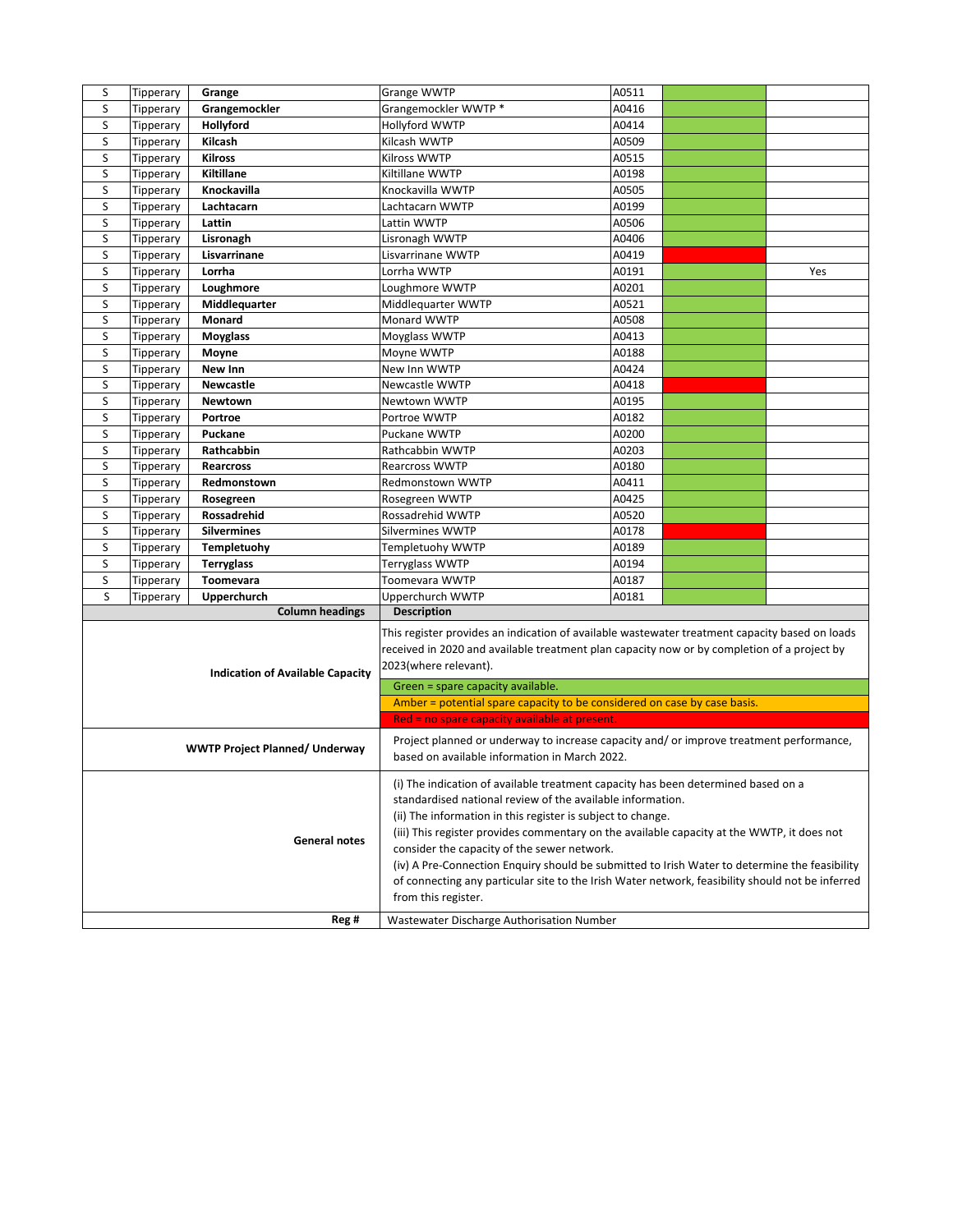| | | | | | | |
|---|---|---|---|---|---|---|
| S | Tipperary | **Grange** | Grange WWTP | A0511 | Green | |
| S | Tipperary | **Grangemockler** | Grangemockler WWTP * | A0416 | Green | |
| S | Tipperary | **Hollyford** | Hollyford WWTP | A0414 | Green | |
| S | Tipperary | **Kilcash** | Kilcash WWTP | A0509 | Green | |
| S | Tipperary | **Kilross** | Kilross WWTP | A0515 | Green | |
| S | Tipperary | **Kiltillane** | Kiltillane WWTP | A0198 | Green | |
| S | Tipperary | **Knockavilla** | Knockavilla WWTP | A0505 | Green | |
| S | Tipperary | **Lachtacarn** | Lachtacarn WWTP | A0199 | Green | |
| S | Tipperary | **Lattin** | Lattin WWTP | A0506 | Green | |
| S | Tipperary | **Lisronagh** | Lisronagh WWTP | A0406 | Green | |
| S | Tipperary | **Lisvarrinane** | Lisvarrinane WWTP | A0419 | Red | |
| S | Tipperary | **Lorrha** | Lorrha WWTP | A0191 | Green | Yes |
| S | Tipperary | **Loughmore** | Loughmore WWTP | A0201 | Green | |
| S | Tipperary | **Middlequarter** | Middlequarter WWTP | A0521 | Green | |
| S | Tipperary | **Monard** | Monard WWTP | A0508 | Green | |
| S | Tipperary | **Moyglass** | Moyglass WWTP | A0413 | Green | |
| S | Tipperary | **Moyne** | Moyne WWTP | A0188 | Green | |
| S | Tipperary | **New Inn** | New Inn WWTP | A0424 | Green | |
| S | Tipperary | **Newcastle** | Newcastle WWTP | A0418 | Red | |
| S | Tipperary | **Newtown** | Newtown WWTP | A0195 | Green | |
| S | Tipperary | **Portroe** | Portroe WWTP | A0182 | Green | |
| S | Tipperary | **Puckane** | Puckane WWTP | A0200 | Green | |
| S | Tipperary | **Rathcabbin** | Rathcabbin WWTP | A0203 | Green | |
| S | Tipperary | **Rearcross** | Rearcross WWTP | A0180 | Green | |
| S | Tipperary | **Redmonstown** | Redmonstown WWTP | A0411 | Green | |
| S | Tipperary | **Rosegreen** | Rosegreen WWTP | A0425 | Green | |
| S | Tipperary | **Rossadrehid** | Rossadrehid WWTP | A0520 | Green | |
| S | Tipperary | **Silvermines** | Silvermines WWTP | A0178 | Red | |
| S | Tipperary | **Templetuohy** | Templetuohy WWTP | A0189 | Green | |
| S | Tipperary | **Terryglass** | Terryglass WWTP | A0194 | Green | |
| S | Tipperary | **Toomevara** | Toomevara WWTP | A0187 | Green | |
| S | Tipperary | **Upperchurch** | Upperchurch WWTP | A0181 | Green | |

| **Column headings** | **Description** |
|---|---|
| **Indication of Available Capacity** | This register provides an indication of available wastewater treatment capacity based on loads received in 2020 and available treatment plan capacity now or by completion of a project by 2023(where relevant).<br>Green = spare capacity available.<br>Amber = potential spare capacity to be considered on case by case basis.<br>Red = no spare capacity available at present. |
| **WWTP Project Planned/ Underway** | Project planned or underway to increase capacity and/ or improve treatment performance, based on available information in March 2022. |
| **General notes** | (i) The indication of available treatment capacity has been determined based on a standardised national review of the available information.<br>(ii) The information in this register is subject to change.<br>(iii) This register provides commentary on the available capacity at the WWTP, it does not consider the capacity of the sewer network.<br>(iv) A Pre-Connection Enquiry should be submitted to Irish Water to determine the feasibility of connecting any particular site to the Irish Water network, feasibility should not be inferred from this register. |
| **Reg #** | Wastewater Discharge Authorisation Number |